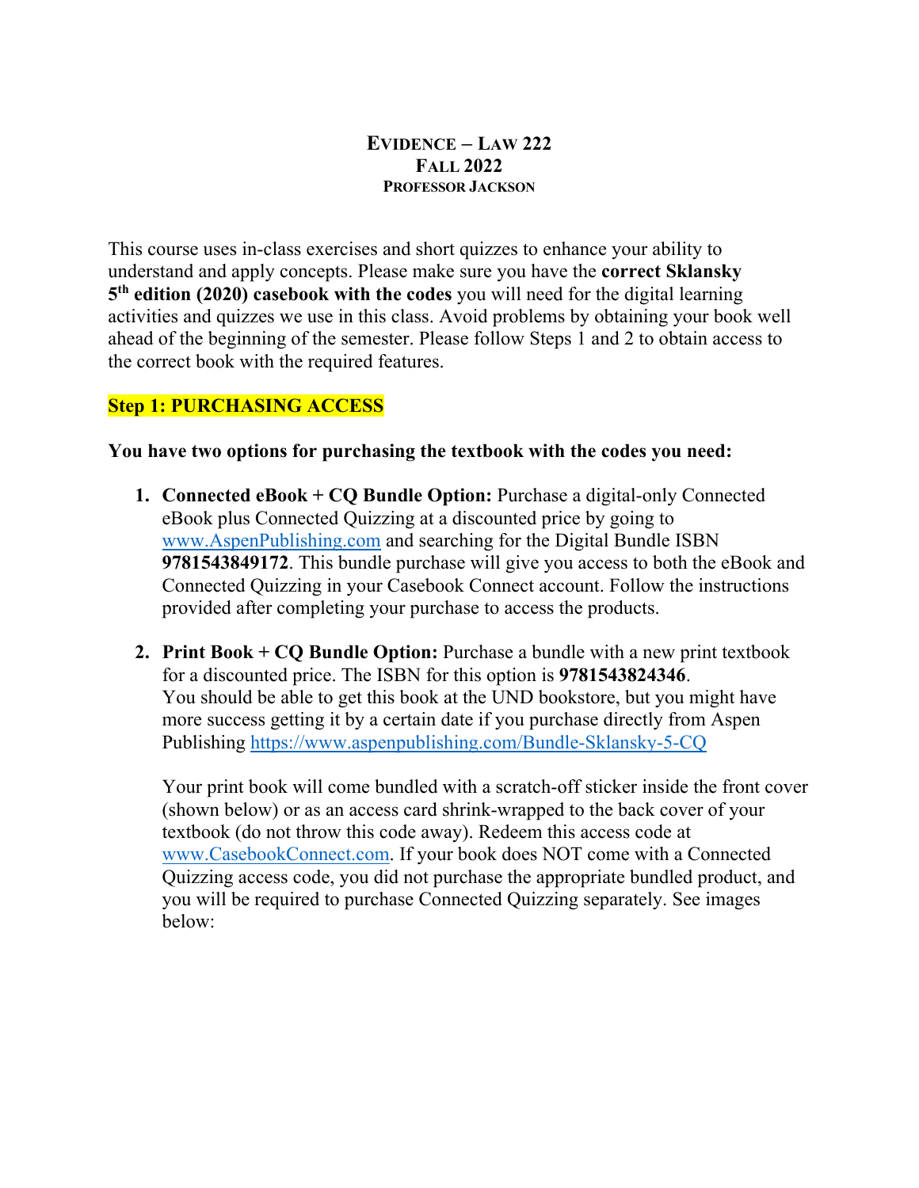# EVIDENCE – LAW 222

## FALL 2022

### PROFESSOR JACKSON

This course uses in-class exercises and short quizzes to enhance your ability to understand and apply concepts. Please make sure you have the **correct Sklansky 5th edition (2020) casebook with the codes** you will need for the digital learning activities and quizzes we use in this class. Avoid problems by obtaining your book well ahead of the beginning of the semester. Please follow Steps 1 and 2 to obtain access to the correct book with the required features.

**Step 1: PURCHASING ACCESS**

**You have two options for purchasing the textbook with the codes you need:**

1. **Connected eBook + CQ Bundle Option:** Purchase a digital-only Connected eBook plus Connected Quizzing at a discounted price by going to www.AspenPublishing.com and searching for the Digital Bundle ISBN **9781543849172**. This bundle purchase will give you access to both the eBook and Connected Quizzing in your Casebook Connect account. Follow the instructions provided after completing your purchase to access the products.

2. **Print Book + CQ Bundle Option:** Purchase a bundle with a new print textbook for a discounted price. The ISBN for this option is **9781543824346**. You should be able to get this book at the UND bookstore, but you might have more success getting it by a certain date if you purchase directly from Aspen Publishing https://www.aspenpublishing.com/Bundle-Sklansky-5-CQ

   Your print book will come bundled with a scratch-off sticker inside the front cover (shown below) or as an access card shrink-wrapped to the back cover of your textbook (do not throw this code away). Redeem this access code at www.CasebookConnect.com. If your book does NOT come with a Connected Quizzing access code, you did not purchase the appropriate bundled product, and you will be required to purchase Connected Quizzing separately. See images below: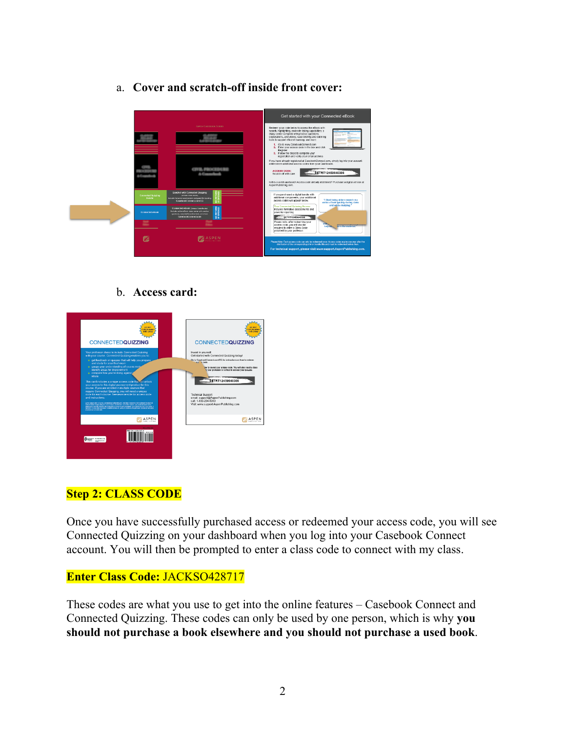a. **Cover and scratch-off inside front cover:**

b. **Access card:**

**Step 2: CLASS CODE**

Once you have successfully purchased access or redeemed your access code, you will see Connected Quizzing on your dashboard when you log into your Casebook Connect account. You will then be prompted to enter a class code to connect with my class.

**Enter Class Code:** JACKSO428717

These codes are what you use to get into the online features – Casebook Connect and Connected Quizzing. These codes can only be used by one person, which is why **you should not purchase a book elsewhere and you should not purchase a used book**.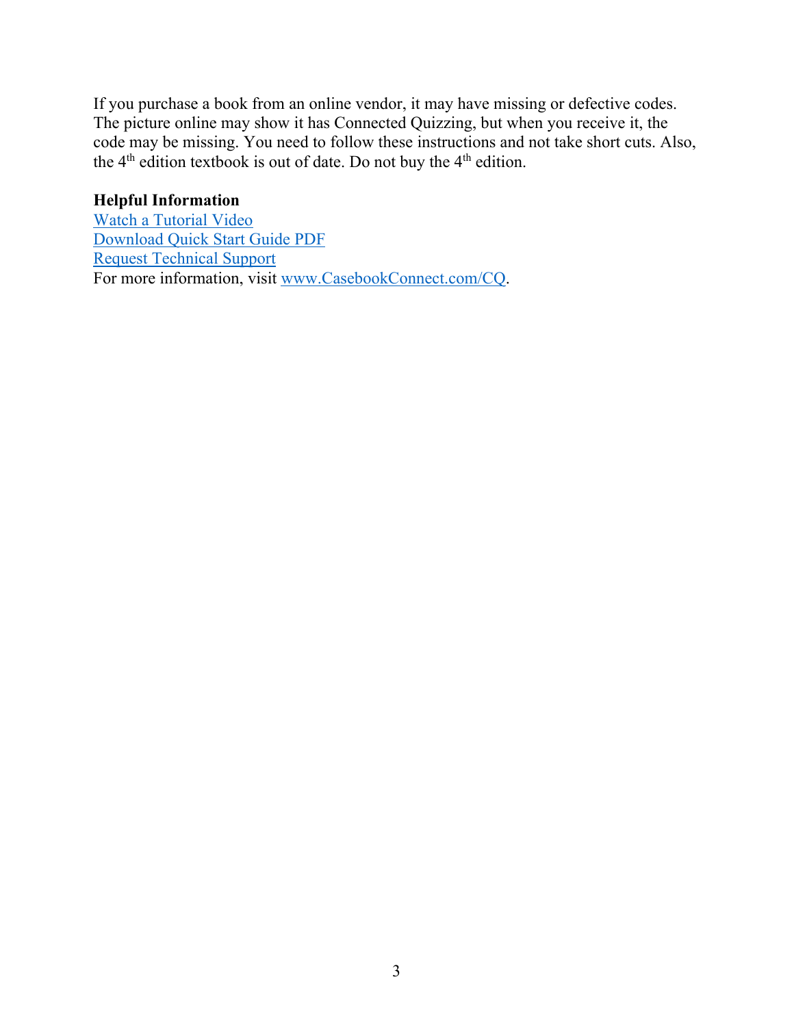If you purchase a book from an online vendor, it may have missing or defective codes. The picture online may show it has Connected Quizzing, but when you receive it, the code may be missing. You need to follow these instructions and not take short cuts. Also, the 4th edition textbook is out of date. Do not buy the 4th edition.

**Helpful Information**

Watch a Tutorial Video

Download Quick Start Guide PDF

Request Technical Support

For more information, visit www.CasebookConnect.com/CQ.